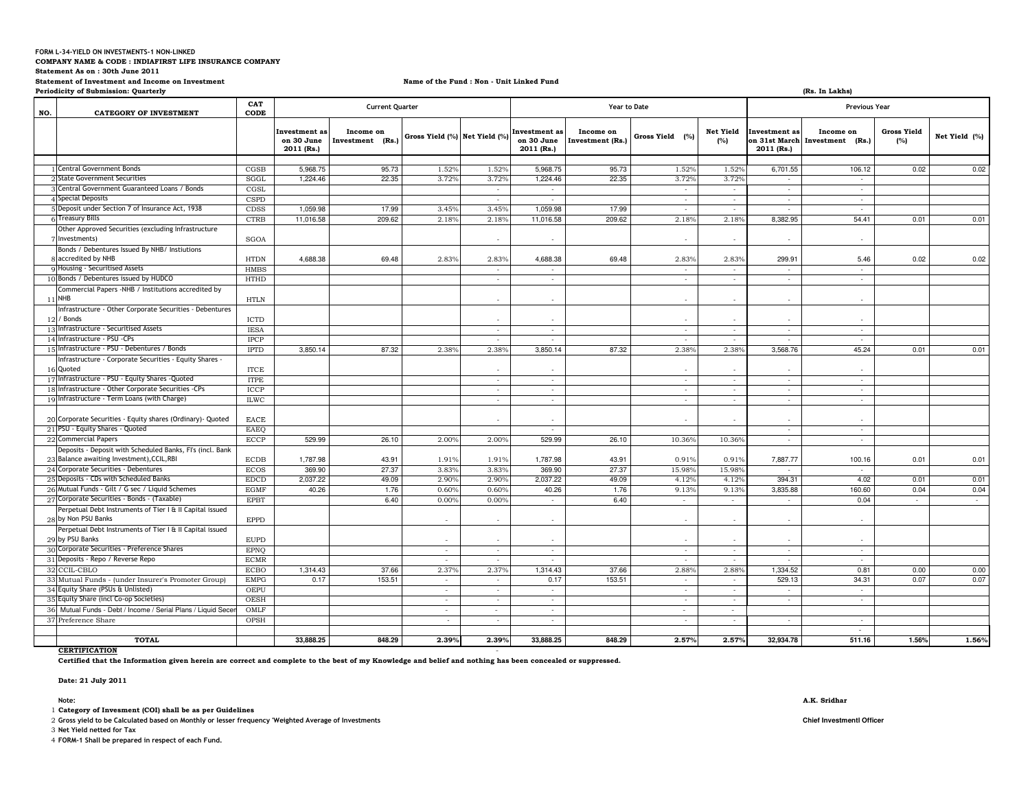**FORM L-34-YIELD ON INVESTMENTS-1 NON-LINKED**

**COMPANY NAME & CODE : INDIAFIRST LIFE INSURANCE COMPANY**

**Statement As on : 30th June 2011**

**Statement of Investment and Income on Investment**

**Name of the Fund : Non - Unit Linked Fund**

**Periodicity of Submission: Quarterly**

**(Rs. In Lakhs)**

| NO. | CATEGORY OF INVESTMENT | CAT CODE | Current Quarter | | | | Year to Date | | | | Previous Year | | | |
|---|---|---|---|---|---|---|---|---|---|---|---|---|---|---|
| | | | Investment as on 30 June 2011 (Rs.) | Income on Investment (Rs.) | Gross Yield (%) | Net Yield (%) | Investment as on 30 June 2011 (Rs.) | Income on Investment (Rs.) | Gross Yield (%) | Net Yield (%) | Investment as on 31st March 2011 (Rs.) | Income on Investment (Rs.) | Gross Yield (%) | Net Yield (%) |
| 1 | Central Government Bonds | CGSB | 5,968.75 | 95.73 | 1.52% | 1.52% | 5,968.75 | 95.73 | 1.52% | 1.52% | 6,701.55 | 106.12 | 0.02 | 0.02 |
| 2 | State Government Securities | SGGL | 1,224.46 | 22.35 | 3.72% | 3.72% | 1,224.46 | 22.35 | 3.72% | 3.72% | - | - | | |
| 3 | Central Government Guaranteed Loans / Bonds | CGSL | | | | - | - | | - | - | - | - | | |
| 4 | Special Deposits | CSPD | | | | - | - | | - | - | - | - | | |
| 5 | Deposit under Section 7 of Insurance Act, 1938 | CDSS | 1,059.98 | 17.99 | 3.45% | 3.45% | 1,059.98 | 17.99 | - | - | - | - | | |
| 6 | Treasury Bills | CTRB | 11,016.58 | 209.62 | 2.18% | 2.18% | 11,016.58 | 209.62 | 2.18% | 2.18% | 8,382.95 | 54.41 | 0.01 | 0.01 |
| 7 | Other Approved Securities (excluding Infrastructure Investments) | SGOA | | | | - | - | | - | - | - | - | | |
| 8 | Bonds / Debentures Issued By NHB/ Instiutions accredited by NHB | HTDN | 4,688.38 | 69.48 | 2.83% | 2.83% | 4,688.38 | 69.48 | 2.83% | 2.83% | 299.91 | 5.46 | 0.02 | 0.02 |
| 9 | Housing - Securitised Assets | HMBS | | | | - | - | | - | - | - | - | | |
| 10 | Bonds / Debentures issued by HUDCO | HTHD | | | | - | - | | - | - | - | - | | |
| 11 | Commercial Papers -NHB / Institutions accredited by NHB | HTLN | | | | - | - | | - | - | - | - | | |
| 12 | Infrastructure - Other Corporate Securities - Debentures / Bonds | ICTD | | | | - | - | | - | - | - | - | | |
| 13 | Infrastructure - Securitised Assets | IESA | | | | - | - | | - | - | - | - | | |
| 14 | Infrastructure - PSU -CPs | IPCP | | | | - | - | | - | - | - | - | | |
| 15 | Infrastructure - PSU - Debentures / Bonds | IPTD | 3,850.14 | 87.32 | 2.38% | 2.38% | 3,850.14 | 87.32 | 2.38% | 2.38% | 3,568.76 | 45.24 | 0.01 | 0.01 |
| 16 | Infrastructure - Corporate Securities - Equity Shares - Quoted | ITCE | | | | - | - | | - | - | - | - | | |
| 17 | Infrastructure - PSU - Equity Shares -Quoted | ITPE | | | | - | - | | - | - | - | - | | |
| 18 | Infrastructure - Other Corporate Securities -CPs | ICCP | | | | - | - | | - | - | - | - | | |
| 19 | Infrastructure - Term Loans (with Charge) | ILWC | | | | - | - | | - | - | - | - | | |
| 20 | Corporate Securities - Equity shares (Ordinary)- Quoted | EACE | | | | - | - | | - | - | - | - | | |
| 21 | PSU - Equity Shares - Quoted | EAEQ | | | | | - | | | | - | - | | |
| 22 | Commercial Papers | ECCP | 529.99 | 26.10 | 2.00% | 2.00% | 529.99 | 26.10 | 10.36% | 10.36% | - | - | | |
| 23 | Deposits - Deposit with Scheduled Banks, FI's (incl. Bank Balance awaiting Investment),CCIL,RBI | ECDB | 1,787.98 | 43.91 | 1.91% | 1.91% | 1,787.98 | 43.91 | 0.91% | 0.91% | 7,887.77 | 100.16 | 0.01 | 0.01 |
| 24 | Corporate Securities - Debentures | ECOS | 369.90 | 27.37 | 3.83% | 3.83% | 369.90 | 27.37 | 15.98% | 15.98% | - | - | | |
| 25 | Deposits - CDs with Scheduled Banks | EDCD | 2,037.22 | 49.09 | 2.90% | 2.90% | 2,037.22 | 49.09 | 4.12% | 4.12% | 394.31 | 4.02 | 0.01 | 0.01 |
| 26 | Mutual Funds - Gilt / G sec / Liquid Schemes | EGMF | 40.26 | 1.76 | 0.60% | 0.60% | 40.26 | 1.76 | 9.13% | 9.13% | 3,835.88 | 160.60 | 0.04 | 0.04 |
| 27 | Corporate Securities - Bonds - (Taxable) | EPBT | | 6.40 | 0.00% | 0.00% | - | 6.40 | - | - | - | 0.04 | - | - |
| 28 | Perpetual Debt Instruments of Tier I & II Capital issued by Non PSU Banks | EPPD | | | - | - | - | | - | - | - | - | | |
| 29 | Perpetual Debt Instruments of Tier I & II Capital issued by PSU Banks | EUPD | | | - | - | - | | - | - | - | - | | |
| 30 | Corporate Securities - Preference Shares | EPNQ | | | - | - | - | | - | - | - | - | | |
| 31 | Deposits - Repo / Reverse Repo | ECMR | | | - | - | - | | - | - | - | - | | |
| 32 | CCIL-CBLO | ECBO | 1,314.43 | 37.66 | 2.37% | 2.37% | 1,314.43 | 37.66 | 2.88% | 2.88% | 1,334.52 | 0.81 | 0.00 | 0.00 |
| 33 | Mutual Funds - (under Insurer's Promoter Group) | EMPG | 0.17 | 153.51 | - | - | 0.17 | 153.51 | - | - | 529.13 | 34.31 | 0.07 | 0.07 |
| 34 | Equity Share (PSUs & Unlisted) | OEPU | | | - | - | - | | - | - | - | - | | |
| 35 | Equity Share (incl Co-op Societies) | OESH | | | - | - | - | | - | - | - | - | | |
| 36 | Mutual Funds - Debt / Income / Serial Plans / Liquid Secer | OMLF | | | - | - | - | | - | - | | | | |
| 37 | Preference Share | OPSH | | | - | - | - | | - | - | - | - | | |
| | | | | | | | | | | | | - | | |
| | **TOTAL** | | **33,888.25** | **848.29** | **2.39%** | **2.39%** | **33,888.25** | **848.29** | **2.57%** | **2.57%** | **32,934.78** | **511.16** | **1.56%** | **1.56%** |

**CERTIFICATION**

**Certified that the Information given herein are correct and complete to the best of my Knowledge and belief and nothing has been concealed or suppressed.**

**Date: 21 July 2011**

**A.K. Sridhar**

**Chief Investmentl Officer**

**Note:**

1. **Category of Invesment (COI) shall be as per Guidelines**
2. **Gross yield to be Calculated based on Monthly or lesser frequency 'Weighted Average of Investments**
3. **Net Yield netted for Tax**
4. **FORM-1 Shall be prepared in respect of each Fund.**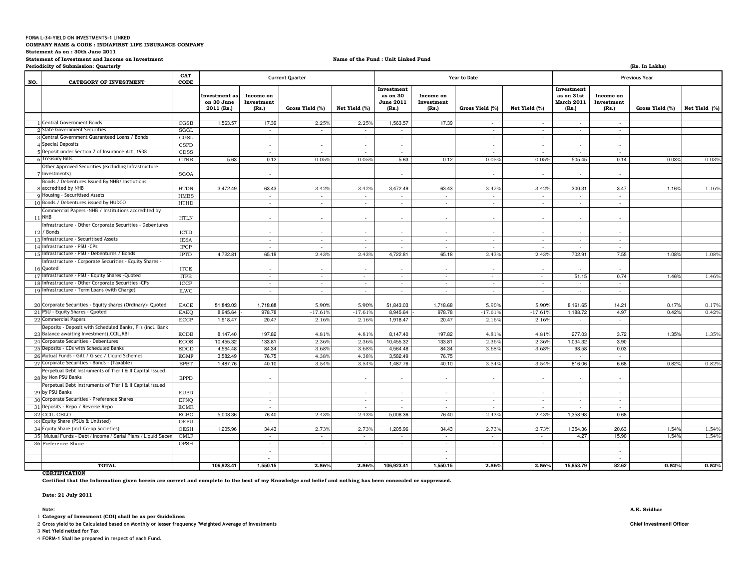**FORM L-34-YIELD ON INVESTMENTS-1 LINKED**
**COMPANY NAME & CODE : INDIAFIRST LIFE INSURANCE COMPANY**
**Statement As on : 30th June 2011**
**Statement of Investment and Income on Investment** — **Name of the Fund : Unit Linked Fund**
**Periodicity of Submission: Quarterly** — **(Rs. In Lakhs)**

| NO. | CATEGORY OF INVESTMENT | CAT CODE | Current Quarter | | | | Year to Date | | | | Previous Year | | | |
|---|---|---|---|---|---|---|---|---|---|---|---|---|---|---|
| | | | Investment as on 30 June 2011 (Rs.) | Income on Investment (Rs.) | Gross Yield (%) | Net Yield (%) | Investment as on 30 June 2011 (Rs.) | Income on Investment (Rs.) | Gross Yield (%) | Net Yield (%) | Investment as on 31st March 2011 (Rs.) | Income on Investment (Rs.) | Gross Yield (%) | Net Yield (%) |
| 1 | Central Government Bonds | CGSB | 1,563.57 | 17.39 | 2.25% | 2.25% | 1,563.57 | 17.39 | - | - | - | - | | |
| 2 | State Government Securities | SGGL | | - | - | - | - | | - | - | - | - | | |
| 3 | Central Government Guaranteed Loans / Bonds | CGSL | | - | - | - | - | | - | - | - | - | | |
| 4 | Special Deposits | CSPD | | - | - | - | - | | - | - | - | - | | |
| 5 | Deposit under Section 7 of Insurance Act, 1938 | CDSS | | - | - | - | - | | - | - | - | - | | |
| 6 | Treasury Bills | CTRB | 5.63 | 0.12 | 0.05% | 0.05% | 5.63 | 0.12 | 0.05% | 0.05% | 505.45 | 0.14 | 0.03% | 0.03% |
| 7 | Other Approved Securities (excluding Infrastructure Investments) | SGOA | | - | | | - | | - | - | - | - | | |
| 8 | Bonds / Debentures Issued By NHB/ Instiutions accredited by NHB | HTDN | 3,472.49 | 63.43 | 3.42% | 3.42% | 3,472.49 | 63.43 | 3.42% | 3.42% | 300.31 | 3.47 | 1.16% | 1.16% |
| 9 | Housing - Securitised Assets | HMBS | | - | - | - | - | - | - | - | - | - | | |
| 10 | Bonds / Debentures issued by HUDCO | HTHD | | - | - | - | - | - | - | - | - | - | | |
| 11 | Commercial Papers -NHB / Institutions accredited by NHB | HTLN | | - | - | - | - | - | - | - | - | - | | |
| 12 | Infrastructure - Other Corporate Securities - Debentures / Bonds | ICTD | | - | - | - | - | - | - | - | - | - | | |
| 13 | Infrastructure - Securitised Assets | IESA | | - | - | - | - | - | - | - | - | - | | |
| 14 | Infrastructure - PSU -CPs | IPCP | | - | - | - | - | - | - | - | - | - | | |
| 15 | Infrastructure - PSU - Debentures / Bonds | IPTD | 4,722.81 | 65.18 | 2.43% | 2.43% | 4,722.81 | 65.18 | 2.43% | 2.43% | 702.91 | 7.55 | 1.08% | 1.08% |
| 16 | Infrastructure - Corporate Securities - Equity Shares - Quoted | ITCE | | - | - | - | - | - | - | - | - | - | | |
| 17 | Infrastructure - PSU - Equity Shares -Quoted | ITPE | | - | - | - | - | - | - | - | 51.15 | 0.74 | 1.46% | 1.46% |
| 18 | Infrastructure - Other Corporate Securities -CPs | ICCP | | - | - | - | - | - | - | - | - | - | | |
| 19 | Infrastructure - Term Loans (with Charge) | ILWC | | - | - | - | - | - | - | - | - | - | | |
| 20 | Corporate Securities - Equity shares (Ordinary)- Quoted | EACE | 51,843.03 | 1,718.68 | 5.90% | 5.90% | 51,843.03 | 1,718.68 | 5.90% | 5.90% | 8,161.65 | 14.21 | 0.17% | 0.17% |
| 21 | PSU - Equity Shares - Quoted | EAEQ | 8,945.64 | - 978.78 | -17.61% | -17.61% | 8,945.64 | - 978.78 | -17.61% | -17.61% | 1,188.72 | 4.97 | 0.42% | 0.42% |
| 22 | Commercial Papers | ECCP | 1,918.47 | 20.47 | 2.16% | 2.16% | 1,918.47 | 20.47 | 2.16% | 2.16% | - | - | | |
| 23 | Deposits - Deposit with Scheduled Banks, FI's (incl. Bank Balance awaiting Investment),CCIL,RBI | ECDB | 8,147.40 | 197.82 | 4.81% | 4.81% | 8,147.40 | 197.82 | 4.81% | 4.81% | 277.03 | 3.72 | 1.35% | 1.35% |
| 24 | Corporate Securities - Debentures | ECOS | 10,455.32 | 133.81 | 2.36% | 2.36% | 10,455.32 | 133.81 | 2.36% | 2.36% | 1,034.32 | 3.90 | | |
| 25 | Deposits - CDs with Scheduled Banks | EDCD | 4,564.48 | 84.34 | 3.68% | 3.68% | 4,564.48 | 84.34 | 3.68% | 3.68% | 98.58 | 0.03 | | |
| 26 | Mutual Funds - Gilt / G sec / Liquid Schemes | EGMF | 3,582.49 | 76.75 | 4.38% | 4.38% | 3,582.49 | 76.75 | | | - | - | | |
| 27 | Corporate Securities - Bonds - (Taxable) | EPBT | 1,487.76 | 40.10 | 3.54% | 3.54% | 1,487.76 | 40.10 | 3.54% | 3.54% | 816.06 | 6.68 | 0.82% | 0.82% |
| 28 | Perpetual Debt Instruments of Tier I & II Capital issued by Non PSU Banks | EPPD | | - | | - | - | - | - | - | - | - | | |
| 29 | Perpetual Debt Instruments of Tier I & II Capital issued by PSU Banks | EUPD | | - | | - | - | - | - | - | - | - | | |
| 30 | Corporate Securities - Preference Shares | EPNQ | | - | | - | - | - | - | - | - | - | | |
| 31 | Deposits - Repo / Reverse Repo | ECMR | | - | | - | - | - | - | - | - | - | | |
| 32 | CCIL-CBLO | ECBO | 5,008.36 | 76.40 | 2.43% | 2.43% | 5,008.36 | 76.40 | 2.43% | 2.43% | 1,358.98 | 0.68 | | |
| 33 | Equity Share (PSUs & Unlisted) | OEPU | | - | | | - | - | | | - | - | | |
| 34 | Equity Share (incl Co-op Societies) | OESH | 1,205.96 | 34.43 | 2.73% | 2.73% | 1,205.96 | 34.43 | 2.73% | 2.73% | 1,354.36 | 20.63 | 1.54% | 1.54% |
| 35 | Mutual Funds - Debt / Income / Serial Plans / Liquid Secen | OMLF | | - | - | - | - | - | - | - | 4.27 | 15.90 | 1.54% | 1.54% |
| 36 | Preference Share | OPSH | | - | - | - | - | - | - | - | - | - | | |
| | | | | - | | | | - | | | | - | | |
| | | | | - | | | | - | | | | - | | |
| | **TOTAL** | | **106,923.41** | **1,550.15** | **2.56%** | **2.56%** | **106,923.41** | **1,550.15** | **2.56%** | **2.56%** | **15,853.79** | **82.62** | **0.52%** | **0.52%** |

**CERTIFICATION**

**Certified that the Information given herein are correct and complete to the best of my Knowledge and belief and nothing has been concealed or suppressed.**

**Date: 21 July 2011**

**A.K. Sridhar**
**Chief Investmentl Officer**

**Note:**

1. **Category of Invesment (COI) shall be as per Guidelines**
2. **Gross yield to be Calculated based on Monthly or lesser frequency 'Weighted Average of Investments**
3. **Net Yield netted for Tax**
4. **FORM-1 Shall be prepared in respect of each Fund.**